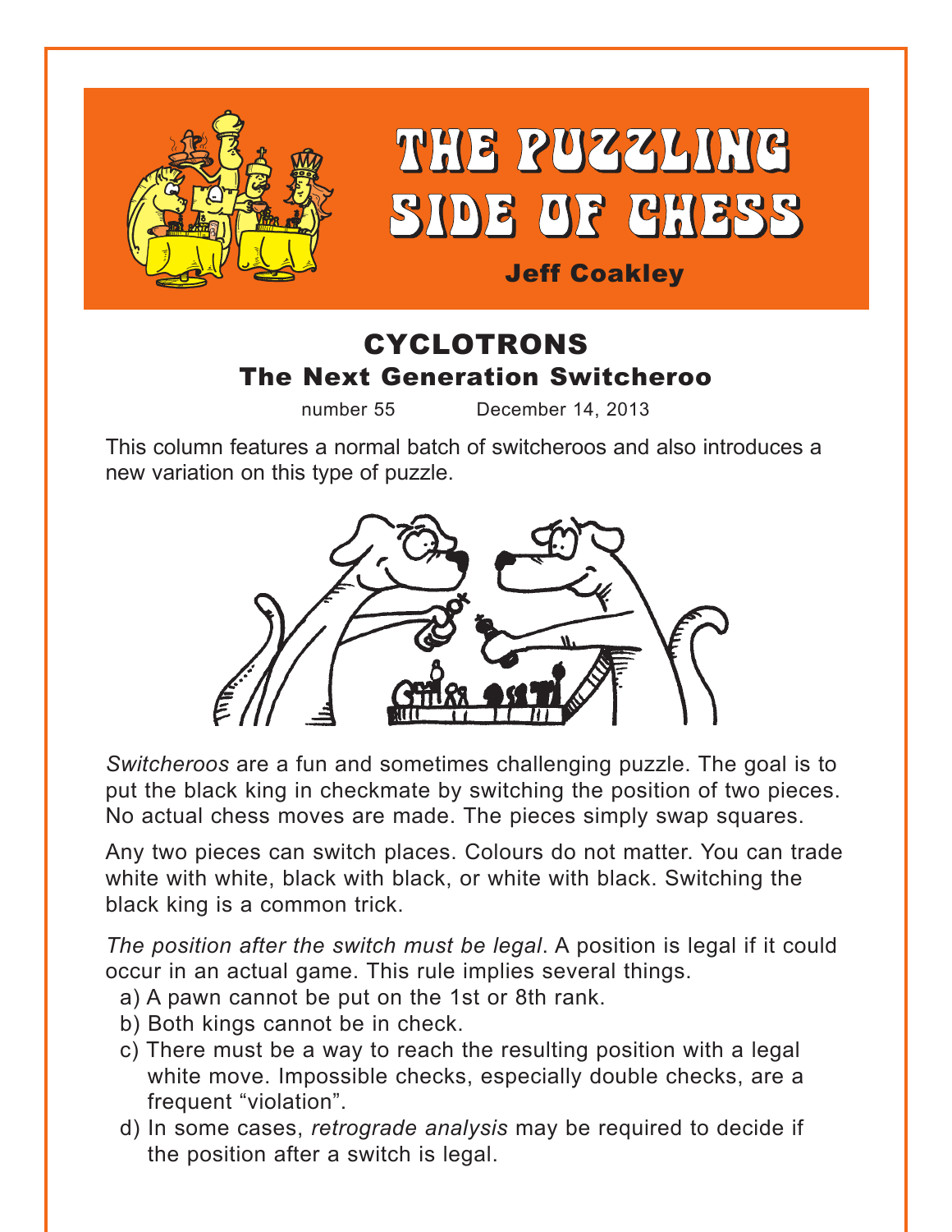# THE PUZZLING SIDE OF CHESS

**Jeff Coakley**

## CYCLOTRONS
### The Next Generation Switcheroo

number 55 December 14, 2013

This column features a normal batch of switcheroos and also introduces a new variation on this type of puzzle.

*Switcheroos* are a fun and sometimes challenging puzzle. The goal is to put the black king in checkmate by switching the position of two pieces. No actual chess moves are made. The pieces simply swap squares.

Any two pieces can switch places. Colours do not matter. You can trade white with white, black with black, or white with black. Switching the black king is a common trick.

*The position after the switch must be legal*. A position is legal if it could occur in an actual game. This rule implies several things.

a) A pawn cannot be put on the 1st or 8th rank.
b) Both kings cannot be in check.
c) There must be a way to reach the resulting position with a legal white move. Impossible checks, especially double checks, are a frequent "violation".
d) In some cases, *retrograde analysis* may be required to decide if the position after a switch is legal.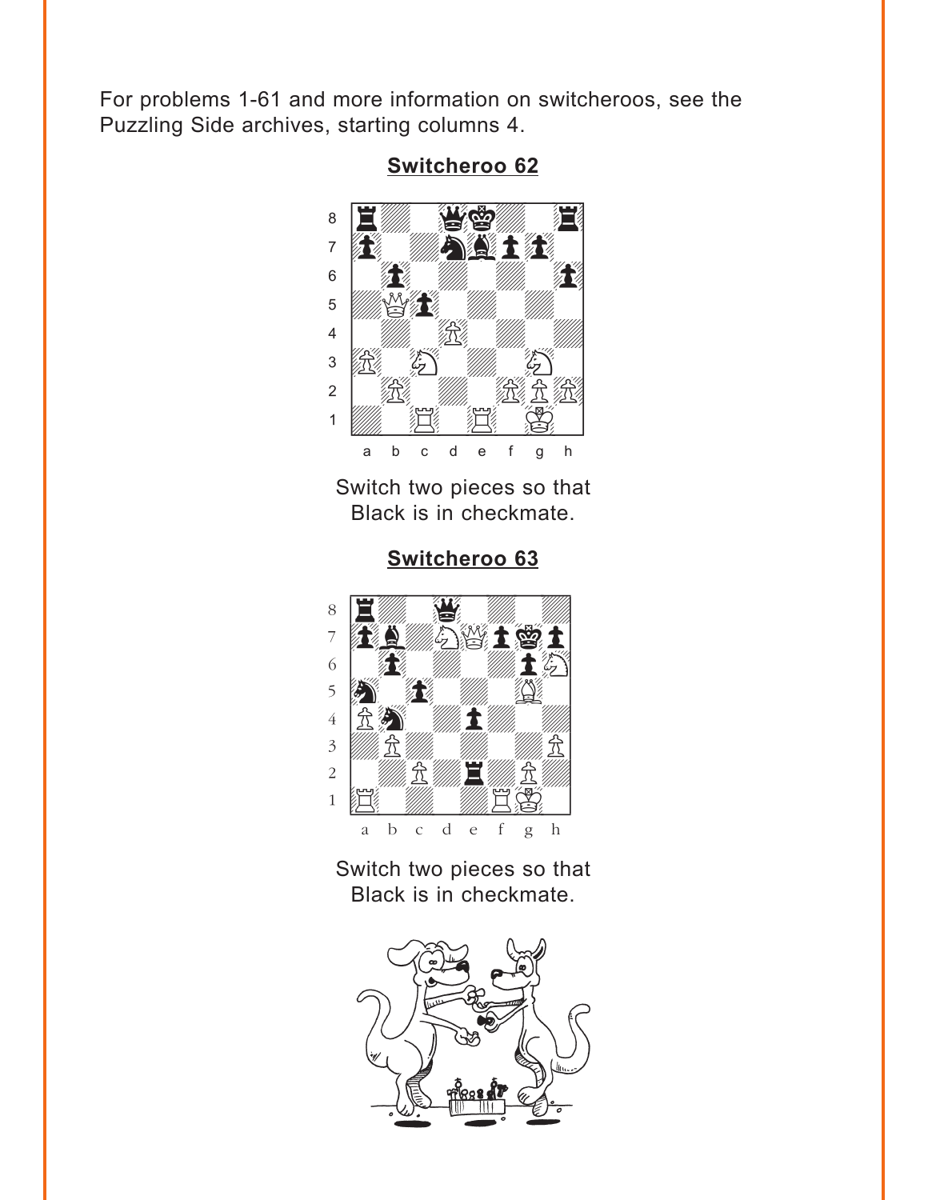For problems 1-61 and more information on switcheroos, see the Puzzling Side archives, starting columns 4.

## Switcheroo 62

Switch two pieces so that Black is in checkmate.

## Switcheroo 63

Switch two pieces so that Black is in checkmate.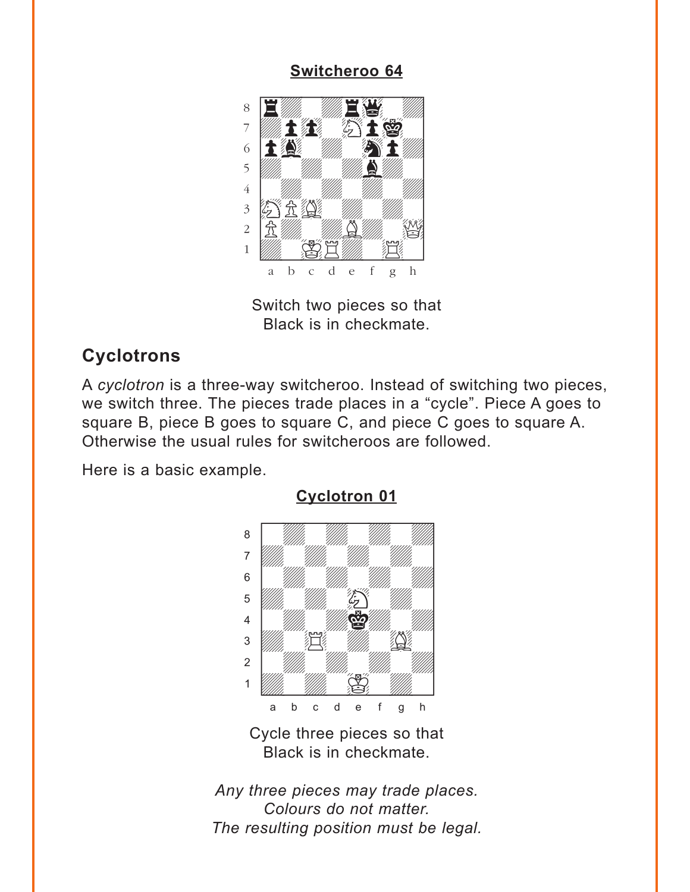**Switcheroo 64**

Switch two pieces so that
Black is in checkmate.

## Cyclotrons

A *cyclotron* is a three-way switcheroo. Instead of switching two pieces, we switch three. The pieces trade places in a “cycle”. Piece A goes to square B, piece B goes to square C, and piece C goes to square A. Otherwise the usual rules for switcheroos are followed.

Here is a basic example.

**Cyclotron 01**

Cycle three pieces so that
Black is in checkmate.

*Any three pieces may trade places.*
*Colours do not matter.*
*The resulting position must be legal.*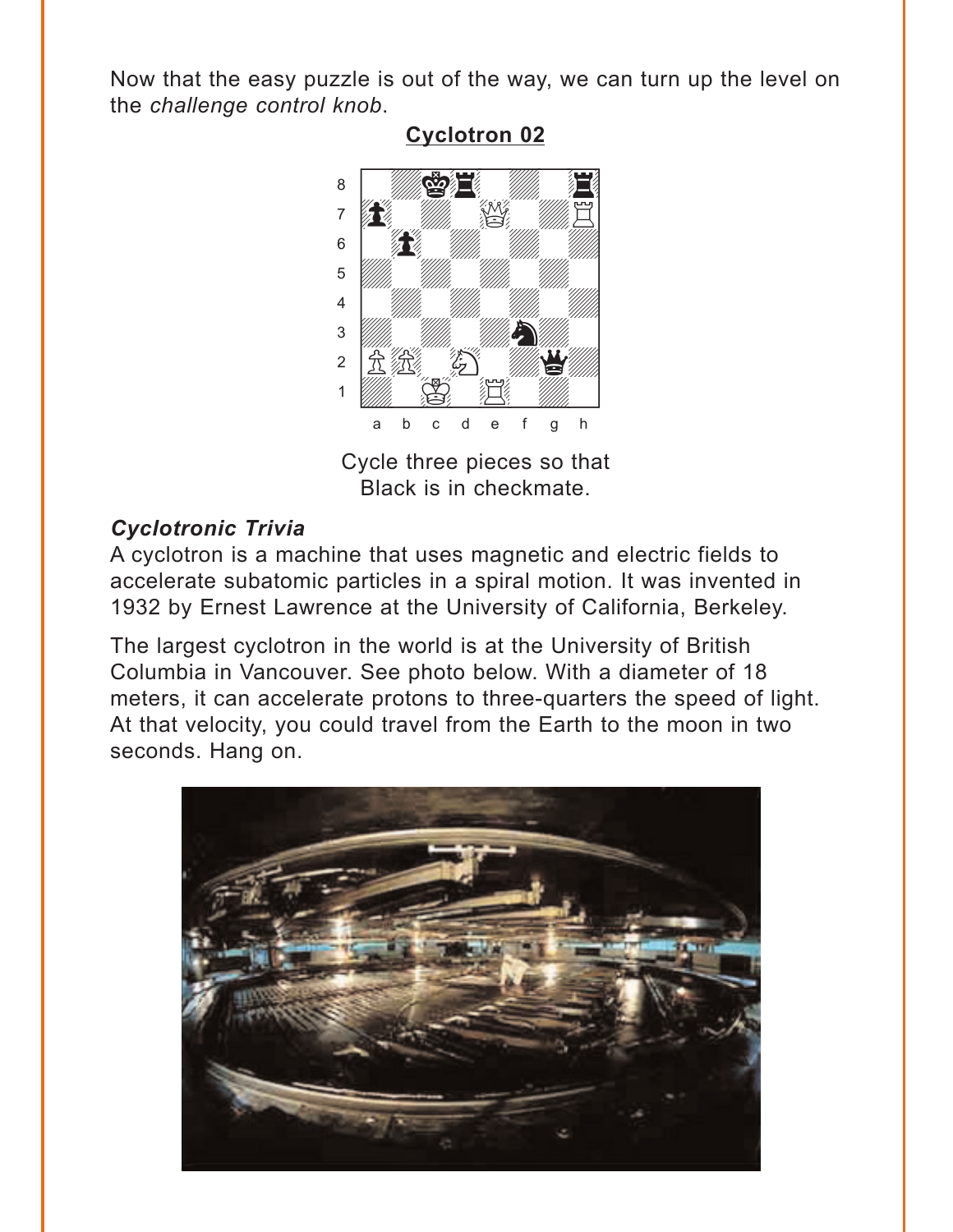Now that the easy puzzle is out of the way, we can turn up the level on the *challenge control knob*.

**Cyclotron 02**

Cycle three pieces so that Black is in checkmate.

***Cyclotronic Trivia***

A cyclotron is a machine that uses magnetic and electric fields to accelerate subatomic particles in a spiral motion. It was invented in 1932 by Ernest Lawrence at the University of California, Berkeley.

The largest cyclotron in the world is at the University of British Columbia in Vancouver. See photo below. With a diameter of 18 meters, it can accelerate protons to three-quarters the speed of light. At that velocity, you could travel from the Earth to the moon in two seconds. Hang on.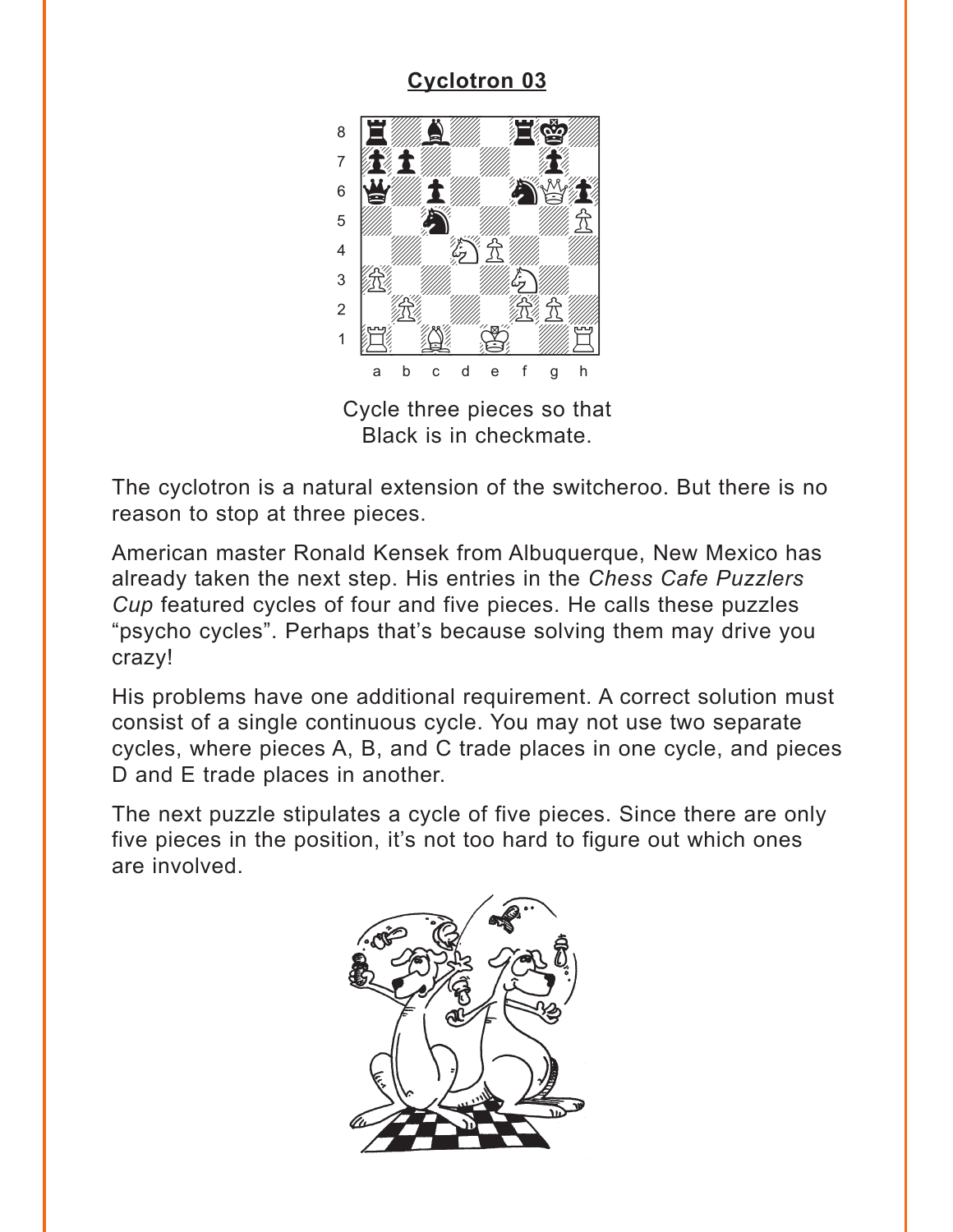## Cyclotron 03

Cycle three pieces so that Black is in checkmate.

The cyclotron is a natural extension of the switcheroo. But there is no reason to stop at three pieces.

American master Ronald Kensek from Albuquerque, New Mexico has already taken the next step. His entries in the *Chess Cafe Puzzlers Cup* featured cycles of four and five pieces. He calls these puzzles “psycho cycles”. Perhaps that’s because solving them may drive you crazy!

His problems have one additional requirement. A correct solution must consist of a single continuous cycle. You may not use two separate cycles, where pieces A, B, and C trade places in one cycle, and pieces D and E trade places in another.

The next puzzle stipulates a cycle of five pieces. Since there are only five pieces in the position, it’s not too hard to figure out which ones are involved.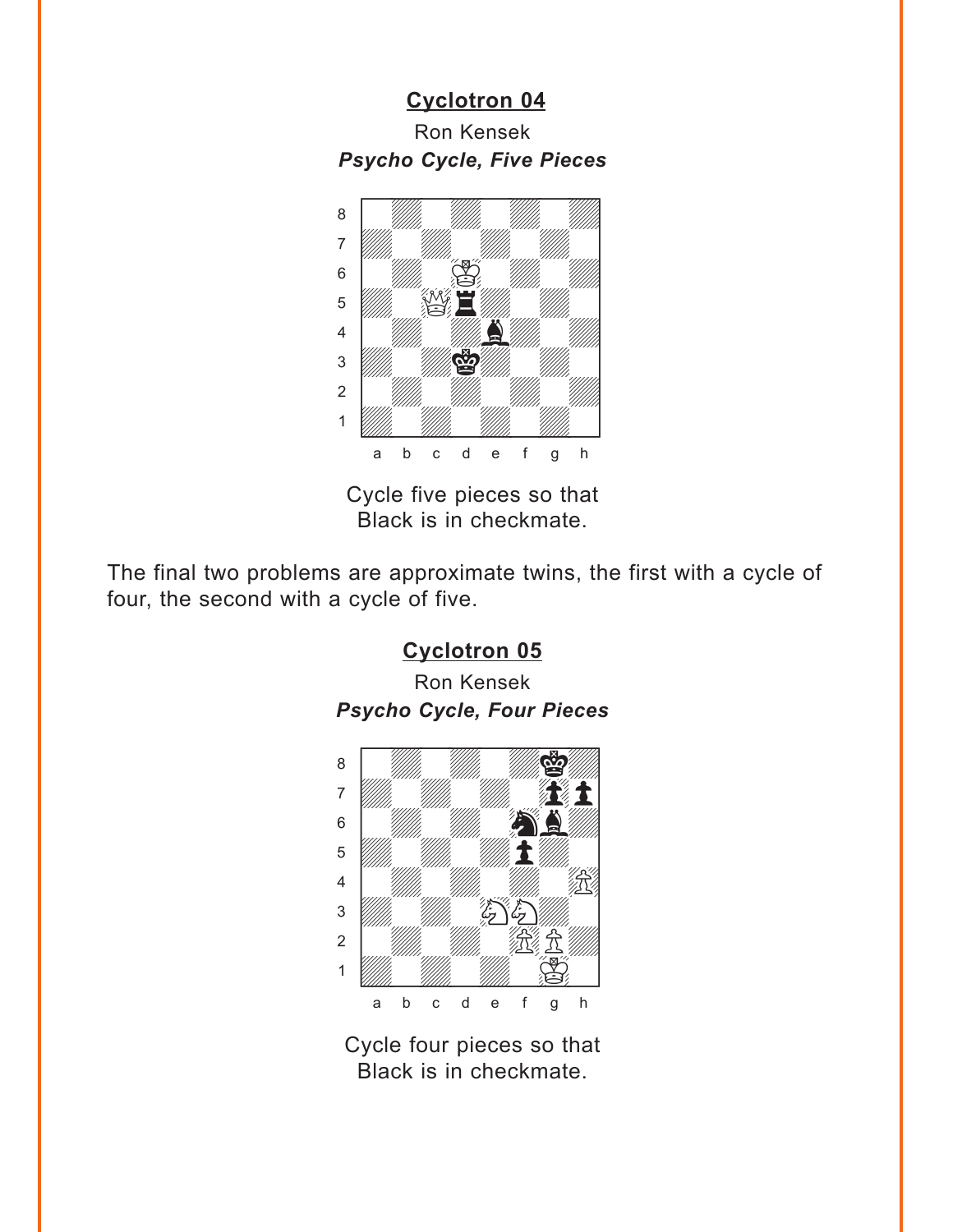## Cyclotron 04

Ron Kensek

***Psycho Cycle, Five Pieces***

Cycle five pieces so that Black is in checkmate.

The final two problems are approximate twins, the first with a cycle of four, the second with a cycle of five.

## Cyclotron 05

Ron Kensek

***Psycho Cycle, Four Pieces***

Cycle four pieces so that Black is in checkmate.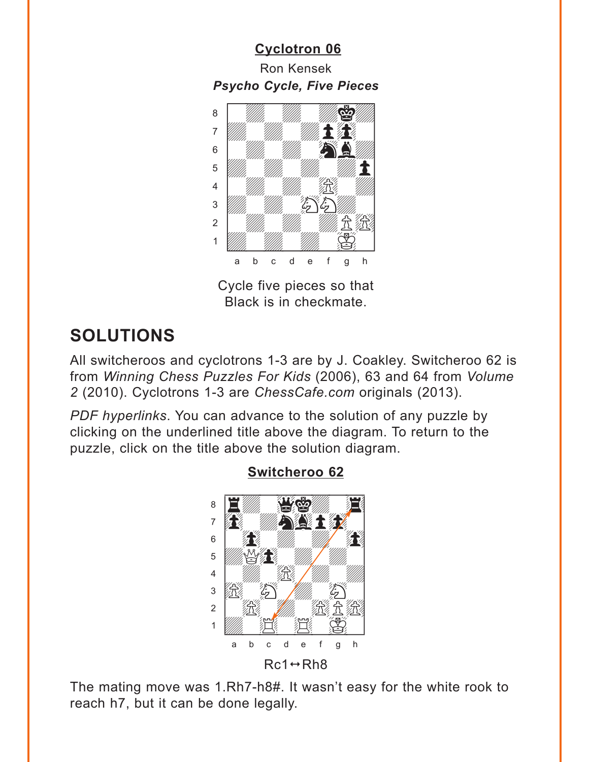**Cyclotron 06**

Ron Kensek

***Psycho Cycle, Five Pieces***

Cycle five pieces so that Black is in checkmate.

## SOLUTIONS

All switcheroos and cyclotrons 1-3 are by J. Coakley. Switcheroo 62 is from *Winning Chess Puzzles For Kids* (2006), 63 and 64 from *Volume 2* (2010). Cyclotrons 1-3 are *ChessCafe.com* originals (2013).

*PDF hyperlinks*. You can advance to the solution of any puzzle by clicking on the underlined title above the diagram. To return to the puzzle, click on the title above the solution diagram.

**Switcheroo 62**

Rc1↔Rh8

The mating move was 1.Rh7-h8#. It wasn't easy for the white rook to reach h7, but it can be done legally.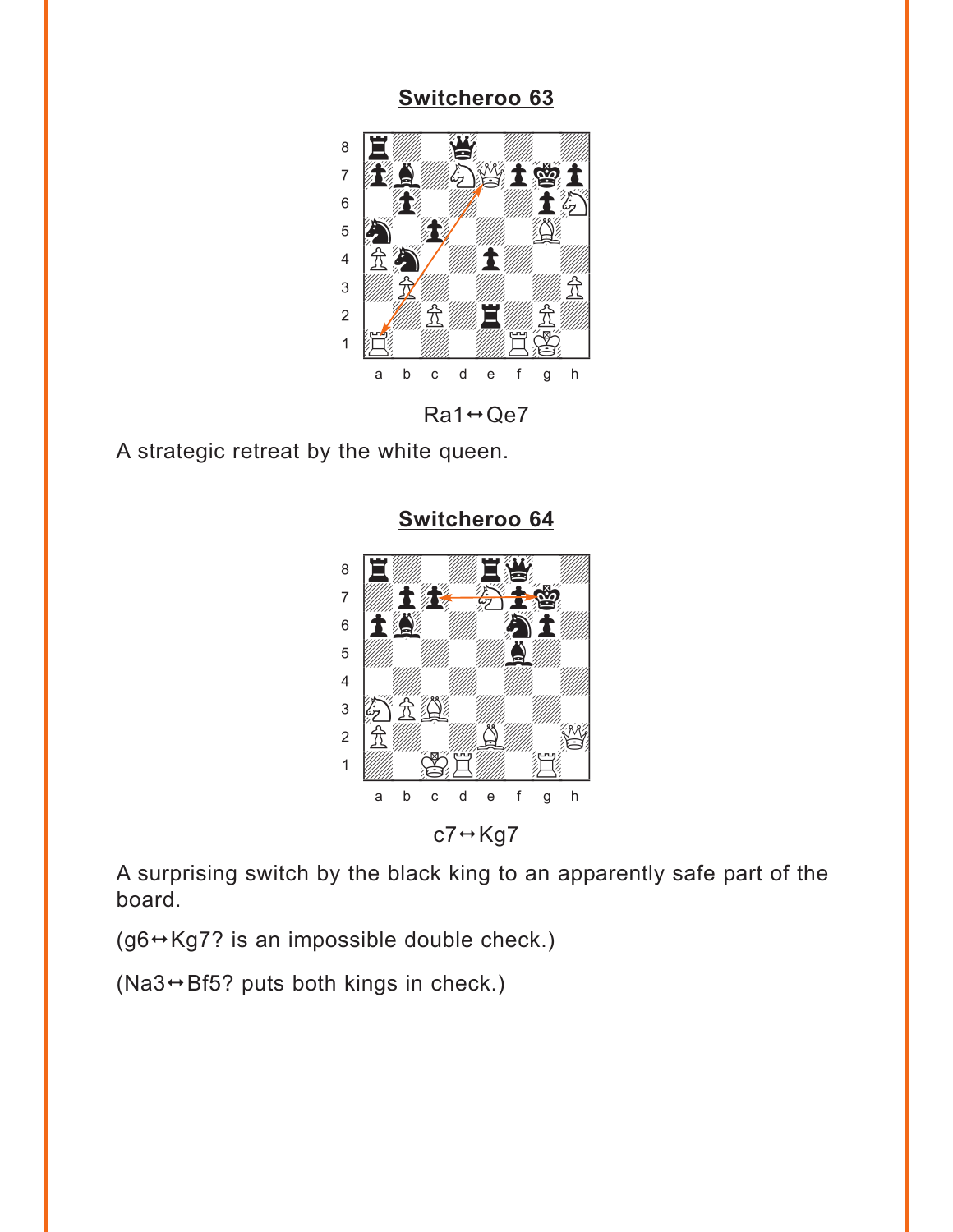## Switcheroo 63

Ra1↔Qe7

A strategic retreat by the white queen.

## Switcheroo 64

c7↔Kg7

A surprising switch by the black king to an apparently safe part of the board.

(g6↔Kg7? is an impossible double check.)

(Na3↔Bf5? puts both kings in check.)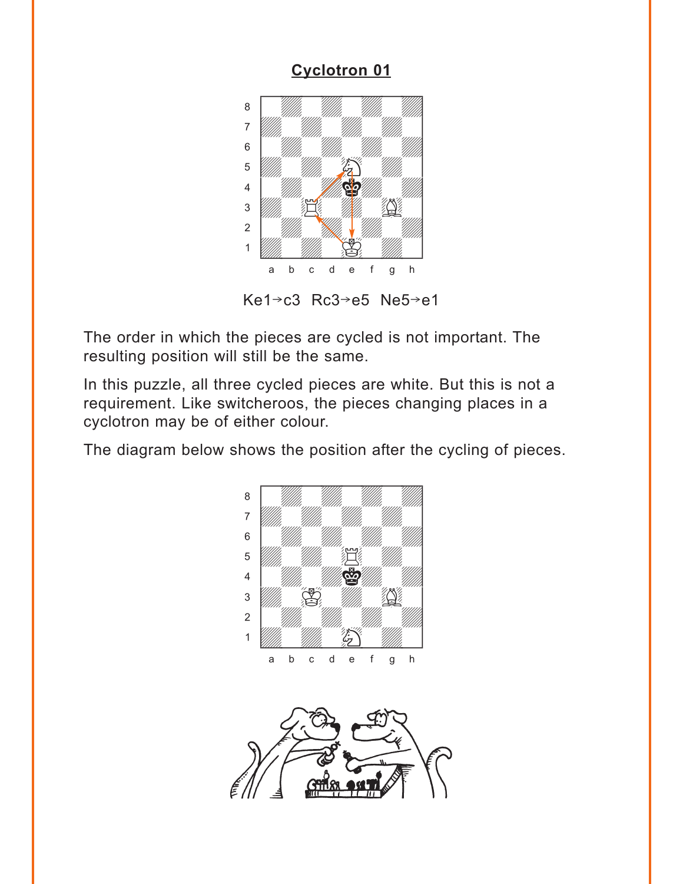## Cyclotron 01

Ke1→c3 Rc3→e5 Ne5→e1

The order in which the pieces are cycled is not important. The resulting position will still be the same.

In this puzzle, all three cycled pieces are white. But this is not a requirement. Like switcheroos, the pieces changing places in a cyclotron may be of either colour.

The diagram below shows the position after the cycling of pieces.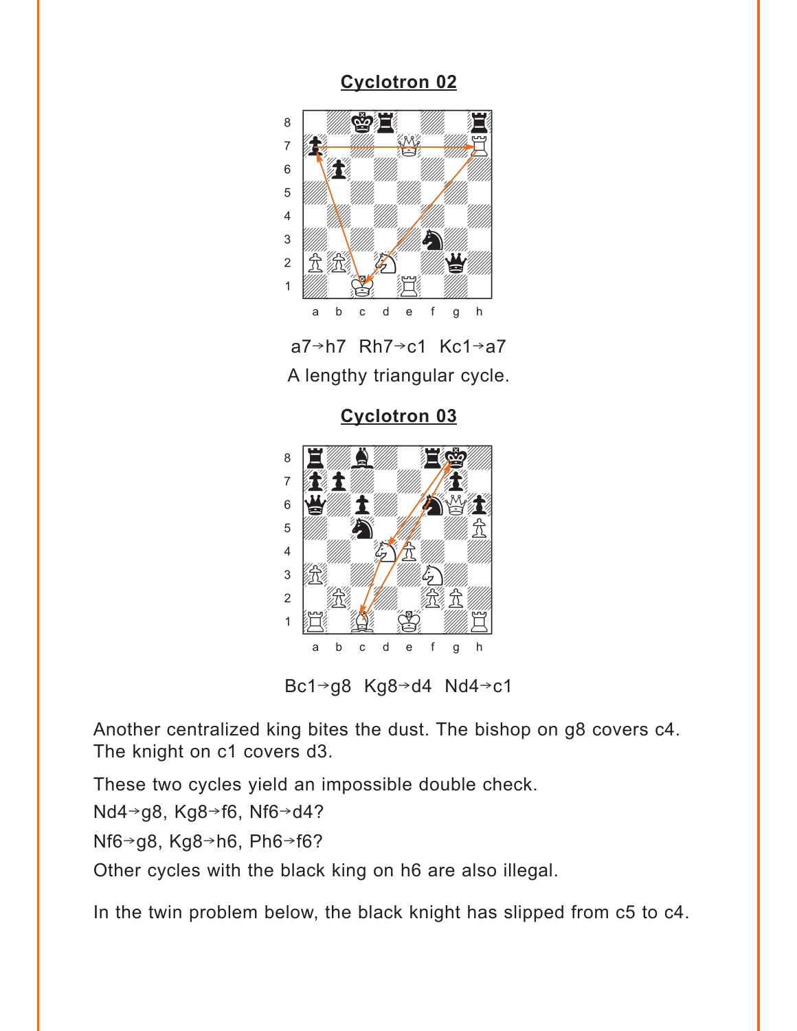## Cyclotron 02

a7→h7 Rh7→c1 Kc1→a7

A lengthy triangular cycle.

## Cyclotron 03

Bc1→g8 Kg8→d4 Nd4→c1

Another centralized king bites the dust. The bishop on g8 covers c4. The knight on c1 covers d3.

These two cycles yield an impossible double check.

Nd4→g8, Kg8→f6, Nf6→d4?

Nf6→g8, Kg8→h6, Ph6→f6?

Other cycles with the black king on h6 are also illegal.

In the twin problem below, the black knight has slipped from c5 to c4.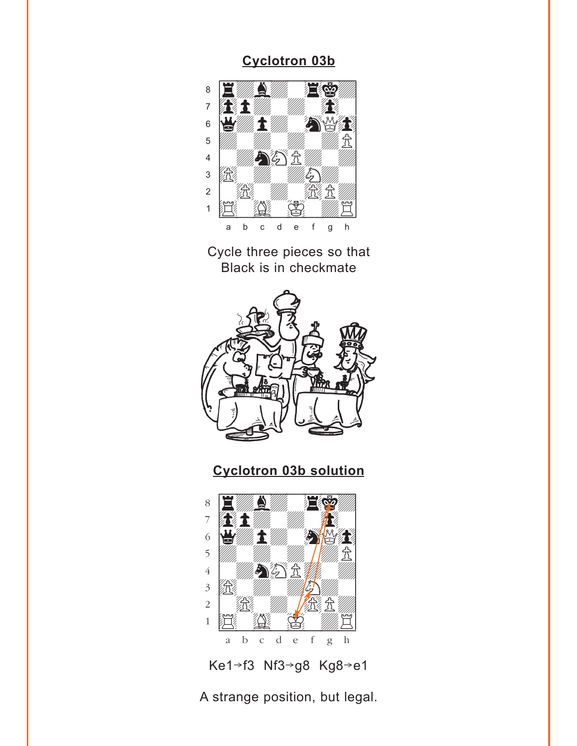## Cyclotron 03b

Cycle three pieces so that Black is in checkmate

## Cyclotron 03b solution

Ke1→f3 Nf3→g8 Kg8→e1

A strange position, but legal.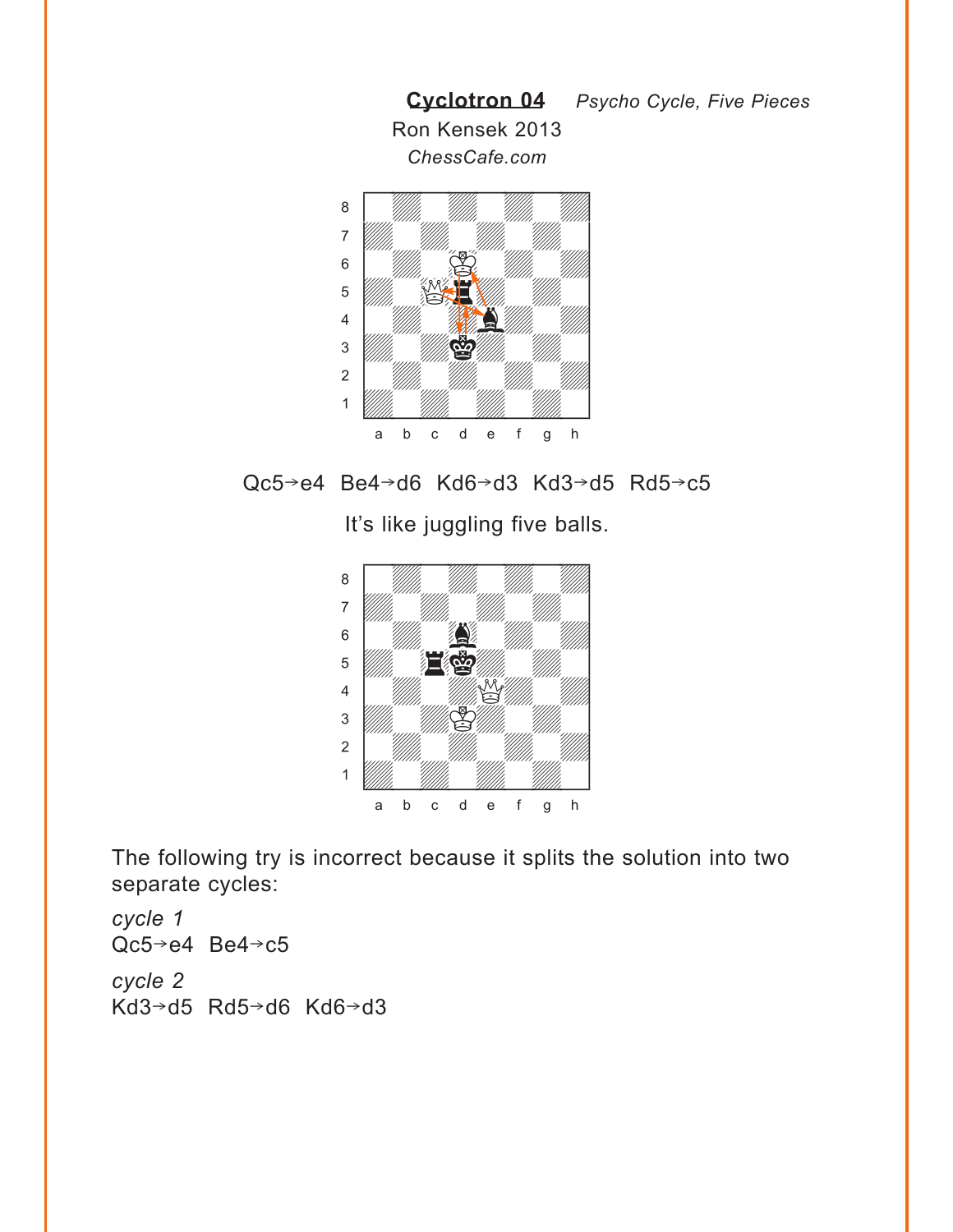**Cyclotron 04** *Psycho Cycle, Five Pieces*

Ron Kensek 2013

*ChessCafe.com*

Qc5→e4 Be4→d6 Kd6→d3 Kd3→d5 Rd5→c5

It's like juggling five balls.

The following try is incorrect because it splits the solution into two separate cycles:

*cycle 1*

Qc5→e4 Be4→c5

*cycle 2*

Kd3→d5 Rd5→d6 Kd6→d3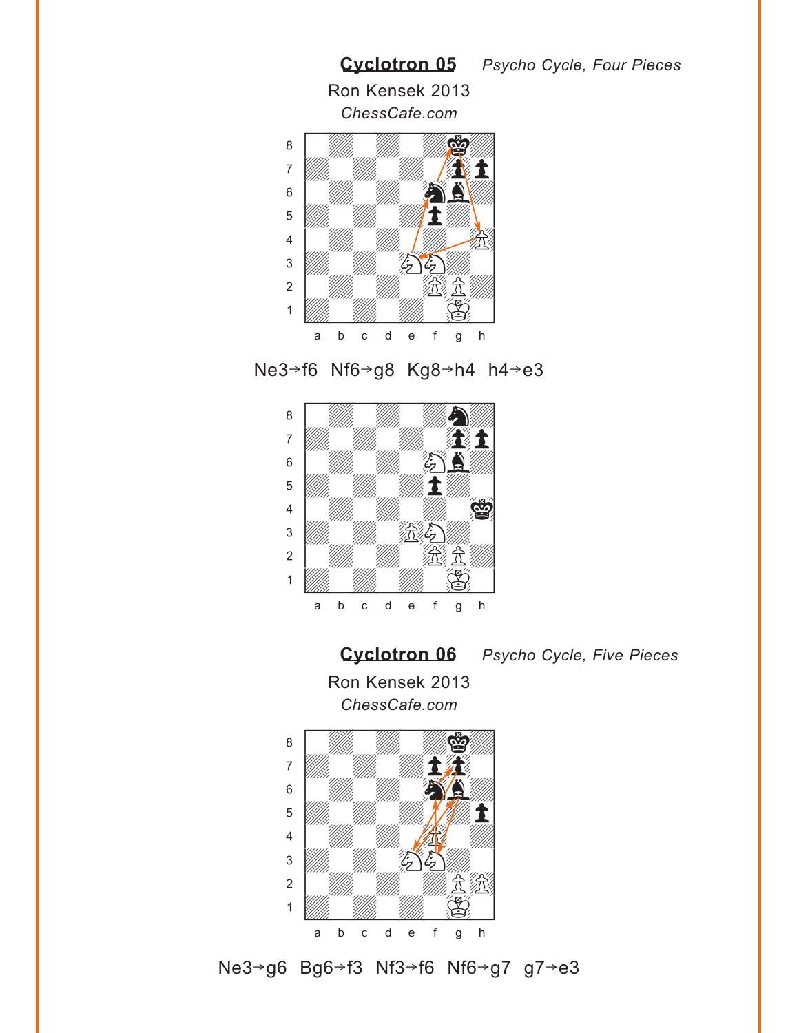## Cyclotron 05 *Psycho Cycle, Four Pieces*

Ron Kensek 2013

*ChessCafe.com*

Ne3→f6 Nf6→g8 Kg8→h4 h4→e3

## Cyclotron 06 *Psycho Cycle, Five Pieces*

Ron Kensek 2013

*ChessCafe.com*

Ne3→g6 Bg6→f3 Nf3→f6 Nf6→g7 g7→e3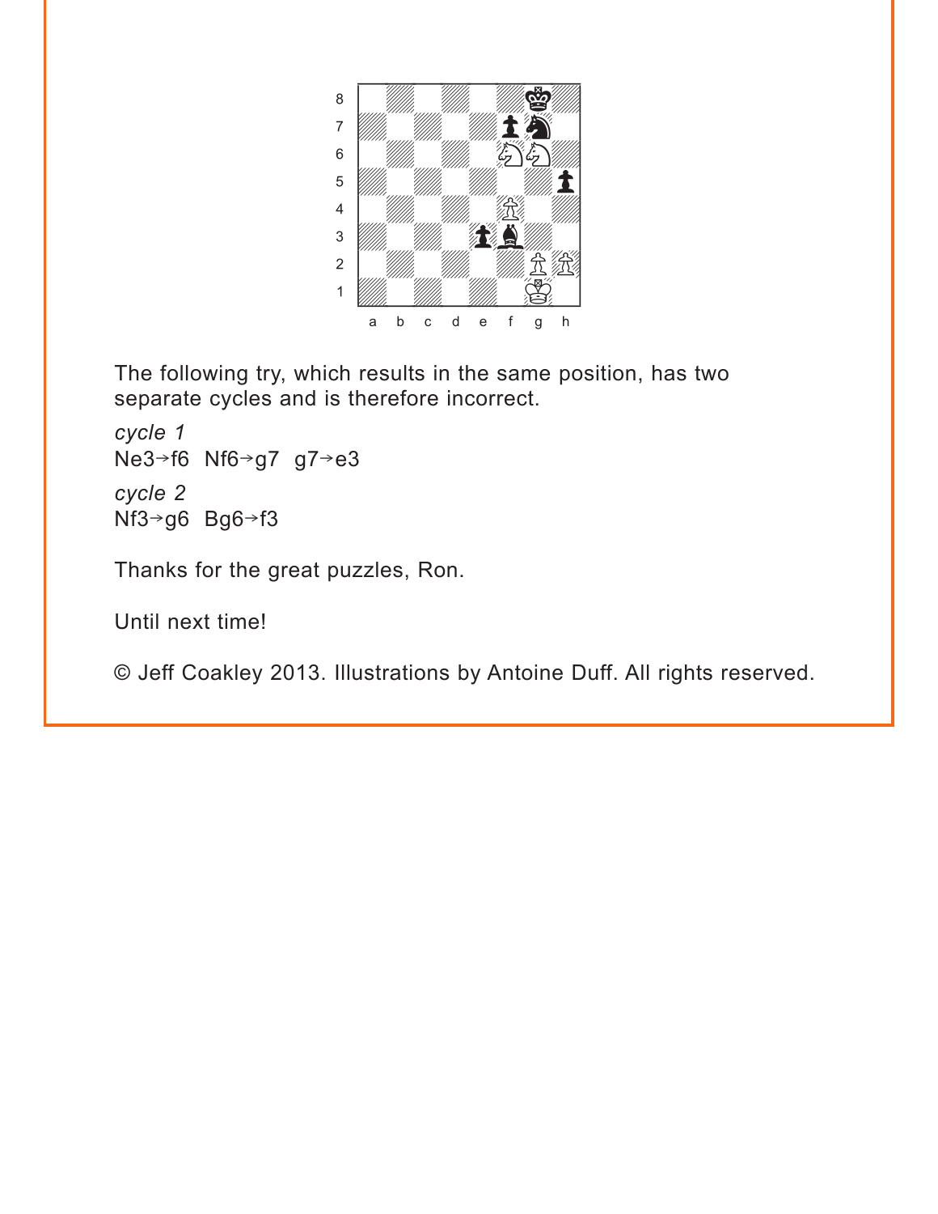The following try, which results in the same position, has two separate cycles and is therefore incorrect.

*cycle 1*
Ne3→f6 Nf6→g7 g7→e3

*cycle 2*
Nf3→g6 Bg6→f3

Thanks for the great puzzles, Ron.

Until next time!

© Jeff Coakley 2013. Illustrations by Antoine Duff. All rights reserved.